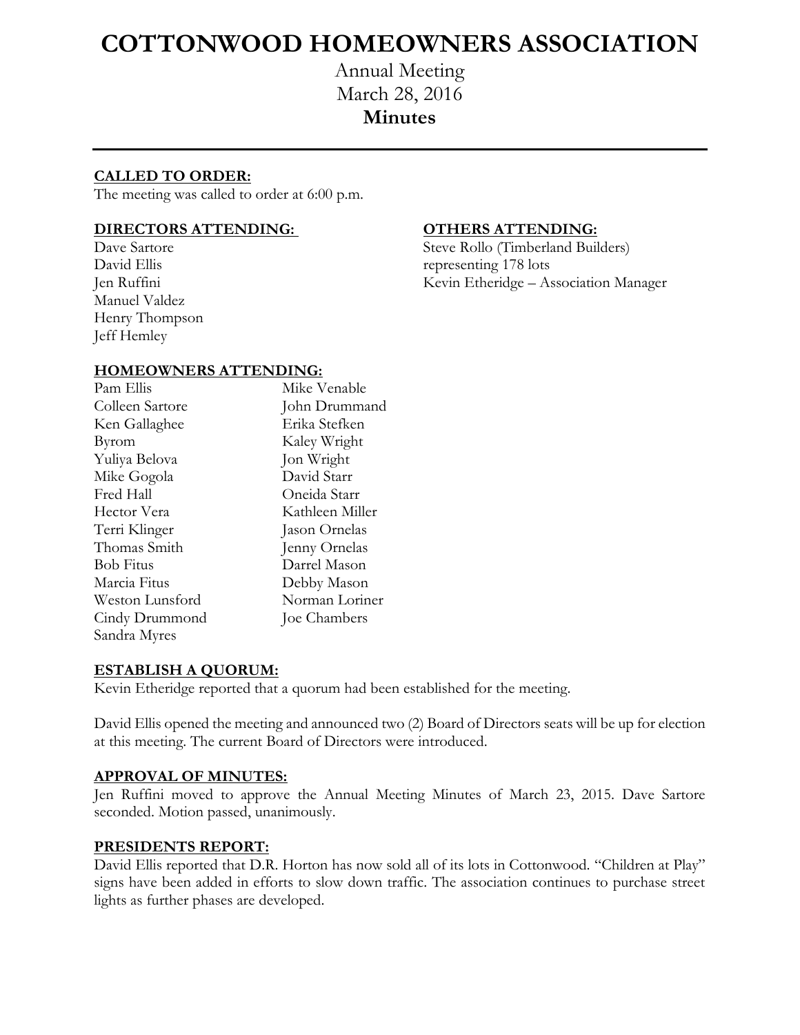# COTTONWOOD HOMEOWNERS ASSOCIATION

Annual Meeting
March 28, 2016
**Minutes**

---

**CALLED TO ORDER:**
The meeting was called to order at 6:00 p.m.

**DIRECTORS ATTENDING:**
Dave Sartore
David Ellis
Jen Ruffini
Manuel Valdez
Henry Thompson
Jeff Hemley

**OTHERS ATTENDING:**
Steve Rollo (Timberland Builders)
representing 178 lots
Kevin Etheridge – Association Manager

**HOMEOWNERS ATTENDING:**

Pam Ellis
Colleen Sartore
Ken Gallaghee
Byrom
Yuliya Belova
Mike Gogola
Fred Hall
Hector Vera
Terri Klinger
Thomas Smith
Bob Fitus
Marcia Fitus
Weston Lunsford
Cindy Drummond
Sandra Myres
Mike Venable
John Drummand
Erika Stefken
Kaley Wright
Jon Wright
David Starr
Oneida Starr
Kathleen Miller
Jason Ornelas
Jenny Ornelas
Darrel Mason
Debby Mason
Norman Loriner
Joe Chambers

**ESTABLISH A QUORUM:**
Kevin Etheridge reported that a quorum had been established for the meeting.

David Ellis opened the meeting and announced two (2) Board of Directors seats will be up for election at this meeting. The current Board of Directors were introduced.

**APPROVAL OF MINUTES:**
Jen Ruffini moved to approve the Annual Meeting Minutes of March 23, 2015. Dave Sartore seconded. Motion passed, unanimously.

**PRESIDENTS REPORT:**
David Ellis reported that D.R. Horton has now sold all of its lots in Cottonwood. "Children at Play" signs have been added in efforts to slow down traffic. The association continues to purchase street lights as further phases are developed.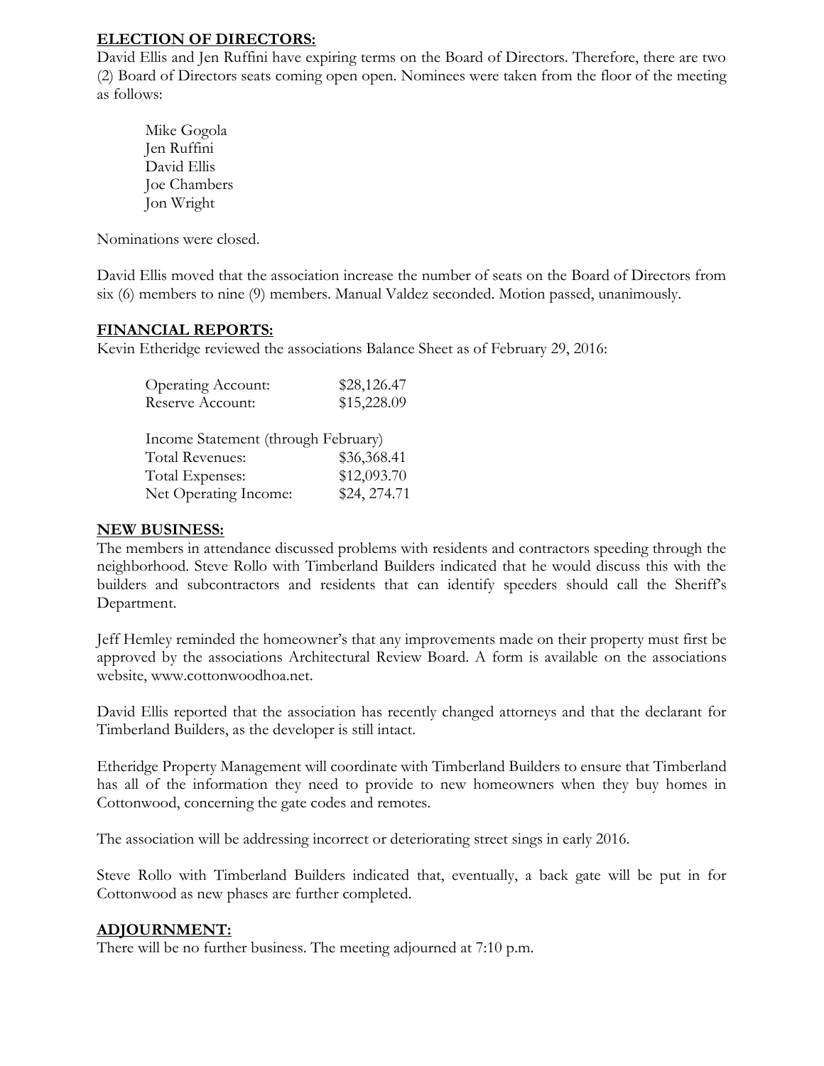**ELECTION OF DIRECTORS:**

David Ellis and Jen Ruffini have expiring terms on the Board of Directors. Therefore, there are two (2) Board of Directors seats coming open open. Nominees were taken from the floor of the meeting as follows:

Mike Gogola
Jen Ruffini
David Ellis
Joe Chambers
Jon Wright

Nominations were closed.

David Ellis moved that the association increase the number of seats on the Board of Directors from six (6) members to nine (9) members. Manual Valdez seconded. Motion passed, unanimously.

**FINANCIAL REPORTS:**

Kevin Etheridge reviewed the associations Balance Sheet as of February 29, 2016:

| | |
|---|---|
| Operating Account: | $28,126.47 |
| Reserve Account: | $15,228.09 |

Income Statement (through February)

| | |
|---|---|
| Total Revenues: | $36,368.41 |
| Total Expenses: | $12,093.70 |
| Net Operating Income: | $24, 274.71 |

**NEW BUSINESS:**

The members in attendance discussed problems with residents and contractors speeding through the neighborhood. Steve Rollo with Timberland Builders indicated that he would discuss this with the builders and subcontractors and residents that can identify speeders should call the Sheriff's Department.

Jeff Hemley reminded the homeowner's that any improvements made on their property must first be approved by the associations Architectural Review Board. A form is available on the associations website, www.cottonwoodhoa.net.

David Ellis reported that the association has recently changed attorneys and that the declarant for Timberland Builders, as the developer is still intact.

Etheridge Property Management will coordinate with Timberland Builders to ensure that Timberland has all of the information they need to provide to new homeowners when they buy homes in Cottonwood, concerning the gate codes and remotes.

The association will be addressing incorrect or deteriorating street sings in early 2016.

Steve Rollo with Timberland Builders indicated that, eventually, a back gate will be put in for Cottonwood as new phases are further completed.

**ADJOURNMENT:**

There will be no further business. The meeting adjourned at 7:10 p.m.